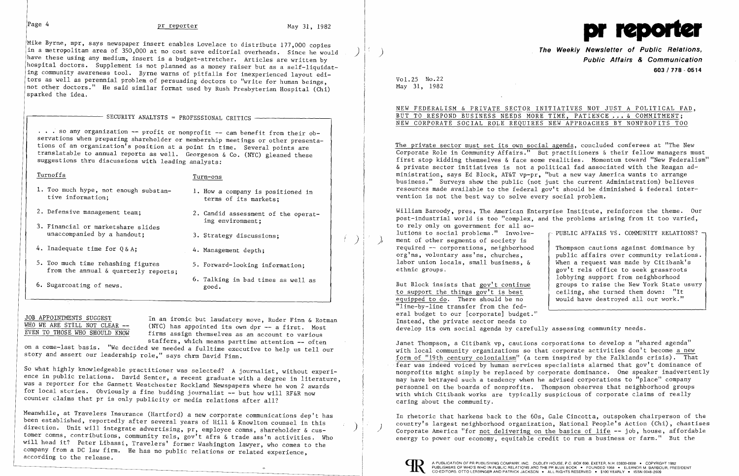Mike Byrne, mpr, says newspaper insert enables Lovelace to distribute 177,000 copies in a metropolitan area of 350,000 at no cost save editorial overheads. Since he would have these using any medium, insert is a budget-stretcher. Articles are written by hospital doctors. Supplement is not planned as a money raiser but as a self-liquidating community awareness tool. Byrne warns of pitfalls for inexperienced layout editors as well as perennial problem of persuading doctors to "write for human beings, not other doctors." He said similar format used by Rush Presbyterian Hospital (Chi) sparked the idea.

## SECURITY ANALYSTS = PROFESSIONAL CRITICS

. . . so any organization -- profit or nonprofit -- can benefit from their observations when preparing shareholder or membership meetings or other presentations of an organization's position at a point in time. Several points are translatable to annual reports as well. Georgeson & Co. (NYC) gleaned these suggestions thru discussions with leading analysts:

| Turnoffs | Turn-ons |
|---|---|
| 1. Too much hype, not enough substantive information; | 1. How a company is positioned in terms of its markets; |
| 2. Defensive management team; | 2. Candid assessment of the operating environment; |
| 3. Financial or marketshare slides unaccompanied by a handout; | 3. Strategy discussions; |
| 4. Inadequate time for Q & A; | 4. Management depth; |
| 5. Too much time rehashing figures from the annual & quarterly reports; | 5. Forward-looking information; |
| 6. Sugarcoating of news. | 6. Talking in bad times as well as good. |

**JOB APPOINTMENTS SUGGEST WHO WE ARE STILL NOT CLEAR -- EVEN TO THOSE WHO SHOULD KNOW** In an ironic but laudatory move, Ruder Finn & Rotman (NYC) has appointed its own dpr -- a first. Most firms assign themselves as an account to various staffers, which means parttime attention -- often on a come-last basis. "We decided we needed a fulltime executive to help us tell our story and assert our leadership role," says chrm David Finn.

So what highly knowledgeable practitioner was selected? A journalist, without experience in public relations. David Senter, a recent graduate with a degree in literature, was a reporter for the Gannett Westchester Rockland Newspapers where he won 2 awards for local stories. Obviously a fine budding journalist -- but how will RF&R now counter claims that pr is only publicity or media relations after all?

Meanwhile, at Travelers Insurance (Hartford) a new corporate communications dep't has been established, reportedly after several years of Hill & Knowlton counsel in this direction. Unit will integrate advertising, pr, employee comns, shareholder & customer comns, contributions, community rels, gov't afrs & trade ass'n activities. Who will head it? Peter Libassi, Travelers' former Washington lawyer, who comes to the company from a DC law firm. He has no public relations or related experience, according to the release.

# pr reporter

**The Weekly Newsletter of Public Relations, Public Affairs & Communication**

603 / 778 - 0514

Vol.25 No.22
May 31, 1982

## NEW FEDERALISM & PRIVATE SECTOR INITIATIVES NOT JUST A POLITICAL FAD, BUT TO RESPOND BUSINESS NEEDS MORE TIME, PATIENCE ... & COMMITMENT; NEW CORPORATE SOCIAL ROLE REQUIRES NEW APPROACHES BY NONPROFITS TOO

The private sector must set its own social agenda, concluded conferees at "The New Corporate Role in Community Affairs." But practitioners & their fellow managers must first stop kidding themselves & face some realities. Momentum toward "New Federalism" & private sector initiatives is not a political fad associated with the Reagan administration, says Ed Block, AT&T vp-pr, "but a new way America wants to arrange business." Surveys show the public (not just the current Administration) believes resources made available to the federal gov't should be diminished & federal intervention is not the best way to solve every social problem.

William Baroody, pres, The American Enterprise Institute, reinforces the theme. Our post-industrial world is too "complex, and the problems arising from it too varied, to rely only on government for all solutions to social problems." Involvement of other segments of society is required -- corporations, neighborhood org'ns, voluntary ass'ns, churches, labor union locals, small business, & ethnic groups.

But Block insists that gov't continue to support the things gov't is best equipped to do. There should be no "line-by-line transfer from the federal budget to our [corporate] budget." Instead, the private sector needs to develop its own social agenda by carefully assessing community needs.

> **PUBLIC AFFAIRS VS. COMMUNITY RELATIONS?**
>
> Thompson cautions against dominance by public affairs over community relations. When a request was made by Citibank's gov't rels office to seek grassroots lobbying support from neighborhood groups to raise the New York State usury ceiling, she turned them down: "It would have destroyed all our work."

Janet Thompson, a Citibank vp, cautions corporations to develop a "shared agenda" with local community organizations so that corporate activities don't become a new form of "19th century colonialism" (a term inspired by the Falklands crisis). That fear was indeed voiced by human services specialists alarmed that gov't dominance of nonprofits might simply be replaced by corporate dominance. One speaker inadvertently may have betrayed such a tendency when he advised corporations to "place" company personnel on the boards of nonprofits. Thompson observes that neighborhood groups with which Citibank works are typically suspicious of corporate claims of really caring about the community.

In rhetoric that harkens back to the 60s, Gale Cincotta, outspoken chairperson of the country's largest neighborhood organization, National People's Action (Chi), chastises Corporate America "for not delivering on the basics of life -- job, house, affordable energy to power our economy, equitable credit to run a business or farm." But the

A PUBLICATION OF PR PUBLISHING COMPANY, INC. DUDLEY HOUSE, P.O. BOX 600, EXETER, N.H. 03833-0600 • COPYRIGHT 1982 PUBLISHERS OF WHO'S WHO IN PUBLIC RELATIONS AND THE PR BLUE BOOK • FOUNDED 1958 • ELEANOR M. BARBOUR, PRESIDENT CO-EDITORS, OTTO LERBINGER AND PATRICK JACKSON • ALL RIGHTS RESERVED • $100 YEARLY • ISSN 0048-2609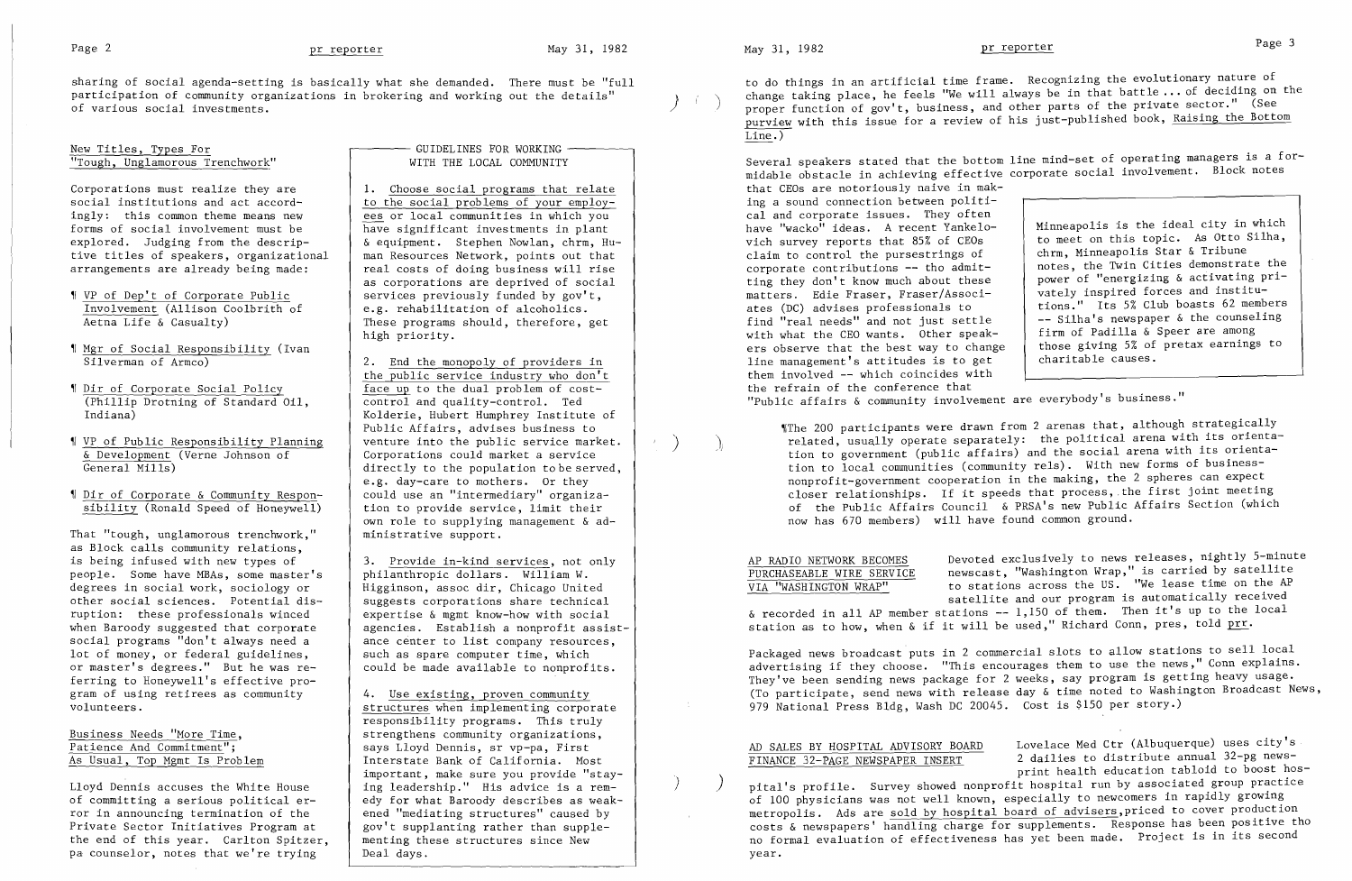sharing of social agenda-setting is basically what she demanded. There must be "full participation of community organizations in brokering and working out the details" of various social investments.

## New Titles, Types For "Tough, Unglamorous Trenchwork"

Corporations must realize they are social institutions and act accordingly: this common theme means new forms of social involvement must be explored. Judging from the descriptive titles of speakers, organizational arrangements are already being made:

¶ VP of Dep't of Corporate Public Involvement (Allison Coolbrith of Aetna Life & Casualty)

¶ Mgr of Social Responsibility (Ivan Silverman of Armco)

¶ Dir of Corporate Social Policy (Phillip Drotning of Standard Oil, Indiana)

¶ VP of Public Responsibility Planning & Development (Verne Johnson of General Mills)

¶ Dir of Corporate & Community Responsibility (Ronald Speed of Honeywell)

That "tough, unglamorous trenchwork," as Block calls community relations, is being infused with new types of people. Some have MBAs, some master's degrees in social work, sociology or other social sciences. Potential disruption: these professionals winced when Baroody suggested that corporate social programs "don't always need a lot of money, or federal guidelines, or master's degrees." But he was referring to Honeywell's effective program of using retirees as community volunteers.

## Business Needs "More Time, Patience And Commitment"; As Usual, Top Mgmt Is Problem

Lloyd Dennis accuses the White House of committing a serious political error in announcing termination of the Private Sector Initiatives Program at the end of this year. Carlton Spitzer, pa counselor, notes that we're trying to do things in an artificial time frame. Recognizing the evolutionary nature of change taking place, he feels "We will always be in that battle ... of deciding on the proper function of gov't, business, and other parts of the private sector." (See purview with this issue for a review of his just-published book, Raising the Bottom Line.)

Several speakers stated that the bottom line mind-set of operating managers is a formidable obstacle in achieving effective corporate social involvement. Block notes that CEOs are notoriously naive in making a sound connection between political and corporate issues. They often have "wacko" ideas. A recent Yankelovich survey reports that 85% of CEOs claim to control the pursestrings of corporate contributions -- tho admitting they don't know much about these matters. Edie Fraser, Fraser/Associates (DC) advises professionals to find "real needs" and not just settle with what the CEO wants. Other speakers observe that the best way to change line management's attitudes is to get them involved -- which coincides with the refrain of the conference that "Public affairs & community involvement are everybody's business."

> Minneapolis is the ideal city in which to meet on this topic. As Otto Silha, chrm, Minneapolis Star & Tribune notes, the Twin Cities demonstrate the power of "energizing & activating privately inspired forces and institutions." Its 5% Club boasts 62 members -- Silha's newspaper & the counseling firm of Padilla & Speer are among those giving 5% of pretax earnings to charitable causes.

¶The 200 participants were drawn from 2 arenas that, although strategically related, usually operate separately: the political arena with its orientation to government (public affairs) and the social arena with its orientation to local communities (community rels). With new forms of business-nonprofit-government cooperation in the making, the 2 spheres can expect closer relationships. If it speeds that process, the first joint meeting of the Public Affairs Council & PRSA's new Public Affairs Section (which now has 670 members) will have found common ground.

> ### GUIDELINES FOR WORKING WITH THE LOCAL COMMUNITY
>
> 1. Choose social programs that relate to the social problems of your employees or local communities in which you have significant investments in plant & equipment. Stephen Nowlan, chrm, Human Resources Network, points out that real costs of doing business will rise as corporations are deprived of social services previously funded by gov't, e.g. rehabilitation of alcoholics. These programs should, therefore, get high priority.
>
> 2. End the monopoly of providers in the public service industry who don't face up to the dual problem of cost-control and quality-control. Ted Kolderie, Hubert Humphrey Institute of Public Affairs, advises business to venture into the public service market. Corporations could market a service directly to the population to be served, e.g. day-care to mothers. Or they could use an "intermediary" organization to provide service, limit their own role to supplying management & administrative support.
>
> 3. Provide in-kind services, not only philanthropic dollars. William W. Higginson, assoc dir, Chicago United suggests corporations share technical expertise & mgmt know-how with social agencies. Establish a nonprofit assistance center to list company resources, such as spare computer time, which could be made available to nonprofits.
>
> 4. Use existing, proven community structures when implementing corporate responsibility programs. This truly strengthens community organizations, says Lloyd Dennis, sr vp-pa, First Interstate Bank of California. Most important, make sure you provide "staying leadership." His advice is a remedy for what Baroody describes as weakened "mediating structures" caused by gov't supplanting rather than supplementing these structures since New Deal days.

## AP RADIO NETWORK BECOMES PURCHASEABLE WIRE SERVICE VIA "WASHINGTON WRAP"

Devoted exclusively to news releases, nightly 5-minute newscast, "Washington Wrap," is carried by satellite to stations across the US. "We lease time on the AP satellite and our program is automatically received & recorded in all AP member stations -- 1,150 of them. Then it's up to the local station as to how, when & if it will be used," Richard Conn, pres, told prr.

Packaged news broadcast puts in 2 commercial slots to allow stations to sell local advertising if they choose. "This encourages them to use the news," Conn explains. They've been sending news package for 2 weeks, say program is getting heavy usage. (To participate, send news with release day & time noted to Washington Broadcast News, 979 National Press Bldg, Wash DC 20045. Cost is $150 per story.)

## AD SALES BY HOSPITAL ADVISORY BOARD FINANCE 32-PAGE NEWSPAPER INSERT

Lovelace Med Ctr (Albuquerque) uses city's 2 dailies to distribute annual 32-pg newsprint health education tabloid to boost hospital's profile. Survey showed nonprofit hospital run by associated group practice of 100 physicians was not well known, especially to newcomers in rapidly growing metropolis. Ads are sold by hospital board of advisers, priced to cover production costs & newspapers' handling charge for supplements. Response has been positive tho no formal evaluation of effectiveness has yet been made. Project is in its second year.